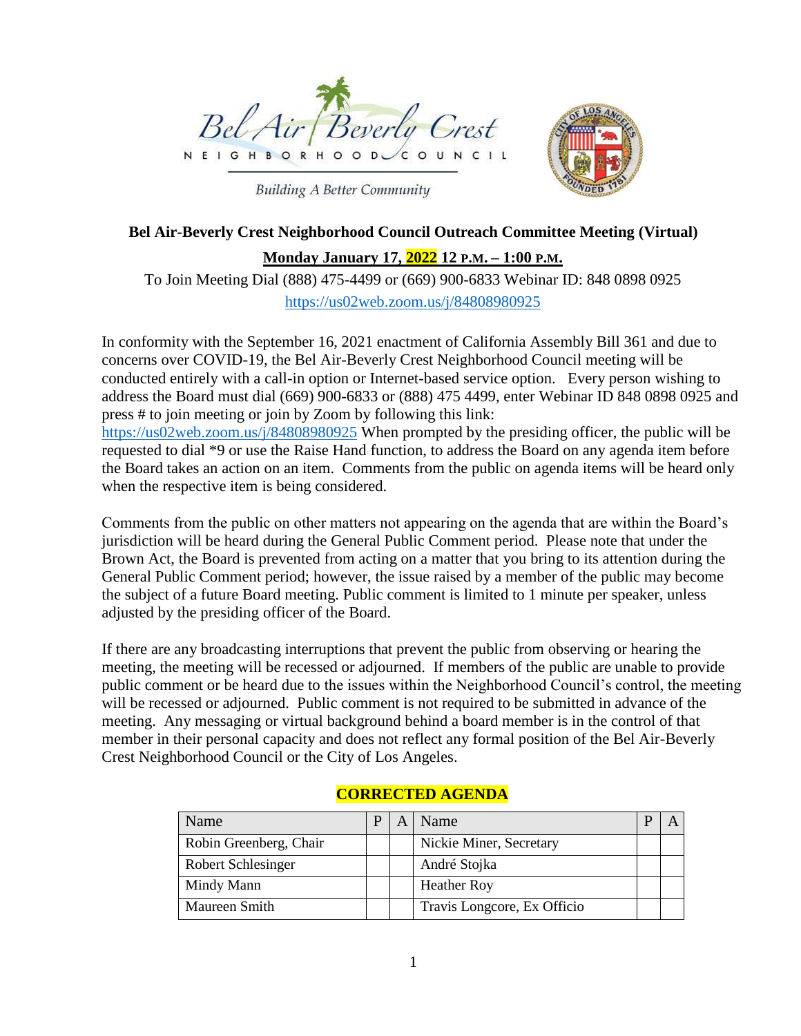Bel Air Beverly Crest

NEIGHBORHOOD COUNCIL

Building A Better Community

**Bel Air-Beverly Crest Neighborhood Council Outreach Committee Meeting (Virtual)**

**Monday January 17, 2022 12 P.M. – 1:00 P.M.**

To Join Meeting Dial (888) 475-4499 or (669) 900-6833 Webinar ID: 848 0898 0925

https://us02web.zoom.us/j/84808980925

In conformity with the September 16, 2021 enactment of California Assembly Bill 361 and due to concerns over COVID-19, the Bel Air-Beverly Crest Neighborhood Council meeting will be conducted entirely with a call-in option or Internet-based service option. Every person wishing to address the Board must dial (669) 900-6833 or (888) 475 4499, enter Webinar ID 848 0898 0925 and press # to join meeting or join by Zoom by following this link: https://us02web.zoom.us/j/84808980925 When prompted by the presiding officer, the public will be requested to dial *9 or use the Raise Hand function, to address the Board on any agenda item before the Board takes an action on an item. Comments from the public on agenda items will be heard only when the respective item is being considered.

Comments from the public on other matters not appearing on the agenda that are within the Board's jurisdiction will be heard during the General Public Comment period. Please note that under the Brown Act, the Board is prevented from acting on a matter that you bring to its attention during the General Public Comment period; however, the issue raised by a member of the public may become the subject of a future Board meeting. Public comment is limited to 1 minute per speaker, unless adjusted by the presiding officer of the Board.

If there are any broadcasting interruptions that prevent the public from observing or hearing the meeting, the meeting will be recessed or adjourned. If members of the public are unable to provide public comment or be heard due to the issues within the Neighborhood Council's control, the meeting will be recessed or adjourned. Public comment is not required to be submitted in advance of the meeting. Any messaging or virtual background behind a board member is in the control of that member in their personal capacity and does not reflect any formal position of the Bel Air-Beverly Crest Neighborhood Council or the City of Los Angeles.

**CORRECTED AGENDA**

| Name | P | A | Name | P | A |
|---|---|---|---|---|---|
| Robin Greenberg, Chair | | | Nickie Miner, Secretary | | |
| Robert Schlesinger | | | André Stojka | | |
| Mindy Mann | | | Heather Roy | | |
| Maureen Smith | | | Travis Longcore, Ex Officio | | |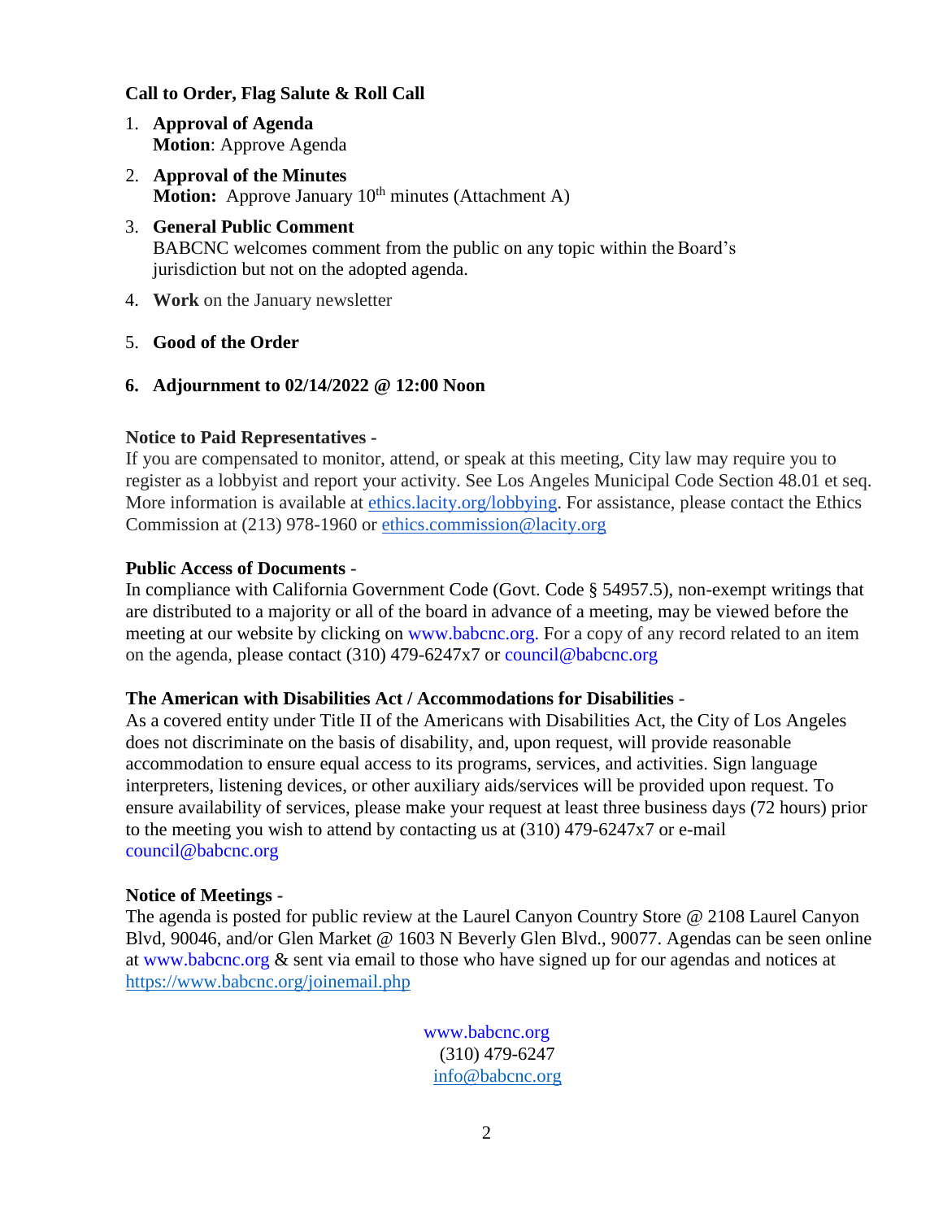**Call to Order, Flag Salute & Roll Call**

1. **Approval of Agenda**
   **Motion**: Approve Agenda

2. **Approval of the Minutes**
   **Motion:** Approve January 10th minutes (Attachment A)

3. **General Public Comment**
   BABCNC welcomes comment from the public on any topic within the Board's jurisdiction but not on the adopted agenda.

4. **Work** on the January newsletter

5. **Good of the Order**

6. **Adjournment to 02/14/2022 @ 12:00 Noon**

**Notice to Paid Representatives -**
If you are compensated to monitor, attend, or speak at this meeting, City law may require you to register as a lobbyist and report your activity. See Los Angeles Municipal Code Section 48.01 et seq. More information is available at ethics.lacity.org/lobbying. For assistance, please contact the Ethics Commission at (213) 978-1960 or ethics.commission@lacity.org

**Public Access of Documents -**
In compliance with California Government Code (Govt. Code § 54957.5), non-exempt writings that are distributed to a majority or all of the board in advance of a meeting, may be viewed before the meeting at our website by clicking on www.babcnc.org. For a copy of any record related to an item on the agenda, please contact (310) 479-6247x7 or council@babcnc.org

**The American with Disabilities Act / Accommodations for Disabilities -**
As a covered entity under Title II of the Americans with Disabilities Act, the City of Los Angeles does not discriminate on the basis of disability, and, upon request, will provide reasonable accommodation to ensure equal access to its programs, services, and activities. Sign language interpreters, listening devices, or other auxiliary aids/services will be provided upon request. To ensure availability of services, please make your request at least three business days (72 hours) prior to the meeting you wish to attend by contacting us at (310) 479-6247x7 or e-mail council@babcnc.org

**Notice of Meetings -**
The agenda is posted for public review at the Laurel Canyon Country Store @ 2108 Laurel Canyon Blvd, 90046, and/or Glen Market @ 1603 N Beverly Glen Blvd., 90077. Agendas can be seen online at www.babcnc.org & sent via email to those who have signed up for our agendas and notices at https://www.babcnc.org/joinemail.php

www.babcnc.org
(310) 479-6247
info@babcnc.org